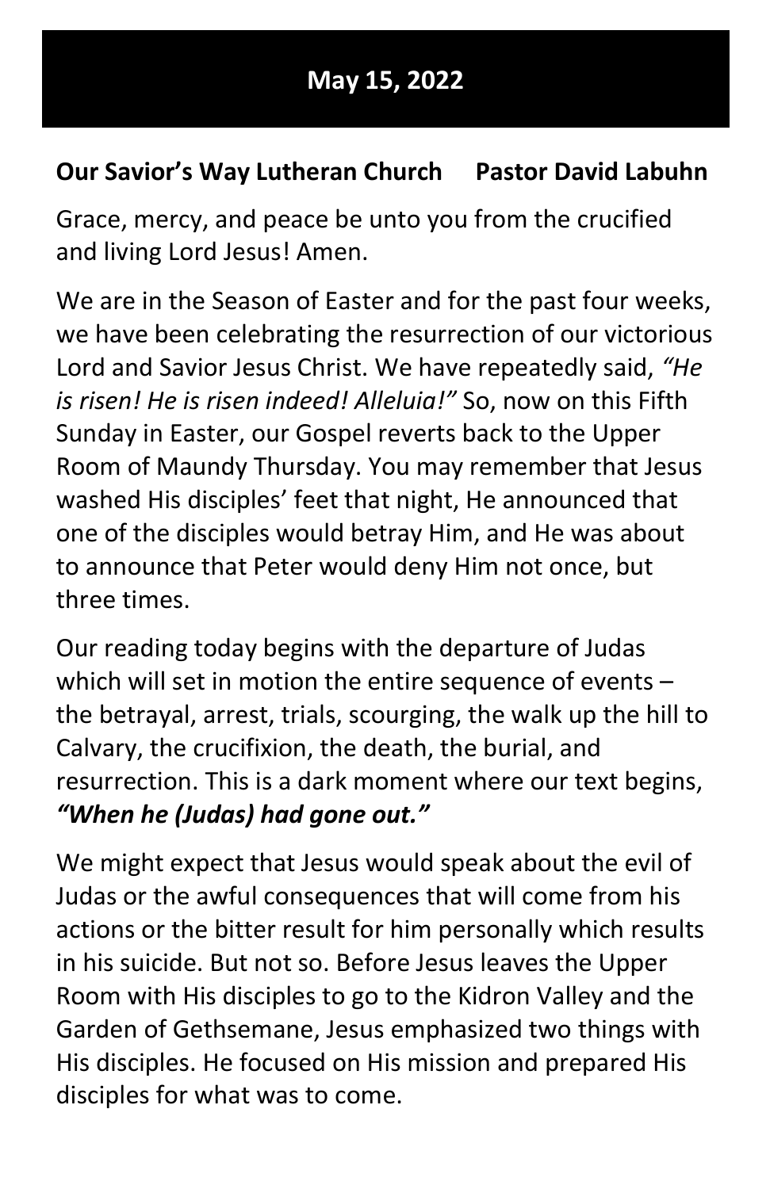# May 15, 2022

**Our Savior's Way Lutheran Church     Pastor David Labuhn**

Grace, mercy, and peace be unto you from the crucified and living Lord Jesus! Amen.

We are in the Season of Easter and for the past four weeks, we have been celebrating the resurrection of our victorious Lord and Savior Jesus Christ. We have repeatedly said, *"He is risen! He is risen indeed! Alleluia!"* So, now on this Fifth Sunday in Easter, our Gospel reverts back to the Upper Room of Maundy Thursday. You may remember that Jesus washed His disciples' feet that night, He announced that one of the disciples would betray Him, and He was about to announce that Peter would deny Him not once, but three times.

Our reading today begins with the departure of Judas which will set in motion the entire sequence of events – the betrayal, arrest, trials, scourging, the walk up the hill to Calvary, the crucifixion, the death, the burial, and resurrection. This is a dark moment where our text begins, ***"When he (Judas) had gone out."***

We might expect that Jesus would speak about the evil of Judas or the awful consequences that will come from his actions or the bitter result for him personally which results in his suicide. But not so. Before Jesus leaves the Upper Room with His disciples to go to the Kidron Valley and the Garden of Gethsemane, Jesus emphasized two things with His disciples. He focused on His mission and prepared His disciples for what was to come.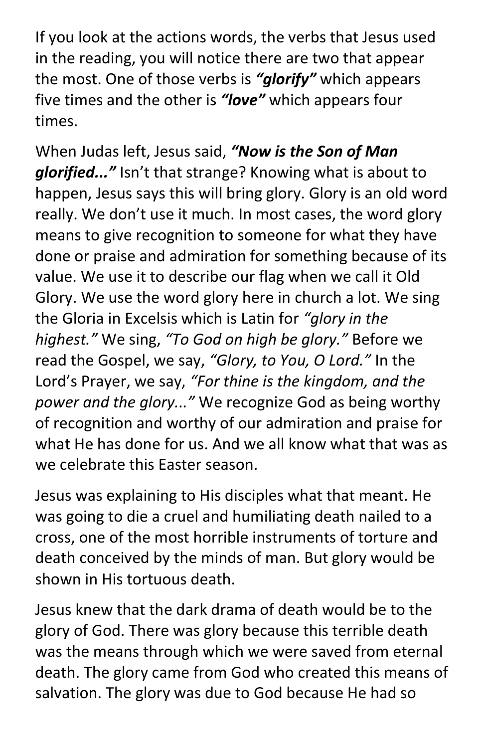If you look at the actions words, the verbs that Jesus used in the reading, you will notice there are two that appear the most. One of those verbs is ***"glorify"*** which appears five times and the other is ***"love"*** which appears four times.

When Judas left, Jesus said, ***"Now is the Son of Man glorified..."*** Isn't that strange? Knowing what is about to happen, Jesus says this will bring glory. Glory is an old word really. We don't use it much. In most cases, the word glory means to give recognition to someone for what they have done or praise and admiration for something because of its value. We use it to describe our flag when we call it Old Glory. We use the word glory here in church a lot. We sing the Gloria in Excelsis which is Latin for *"glory in the highest."* We sing, *"To God on high be glory."* Before we read the Gospel, we say, *"Glory, to You, O Lord."* In the Lord's Prayer, we say, *"For thine is the kingdom, and the power and the glory..."* We recognize God as being worthy of recognition and worthy of our admiration and praise for what He has done for us. And we all know what that was as we celebrate this Easter season.

Jesus was explaining to His disciples what that meant. He was going to die a cruel and humiliating death nailed to a cross, one of the most horrible instruments of torture and death conceived by the minds of man. But glory would be shown in His tortuous death.

Jesus knew that the dark drama of death would be to the glory of God. There was glory because this terrible death was the means through which we were saved from eternal death. The glory came from God who created this means of salvation. The glory was due to God because He had so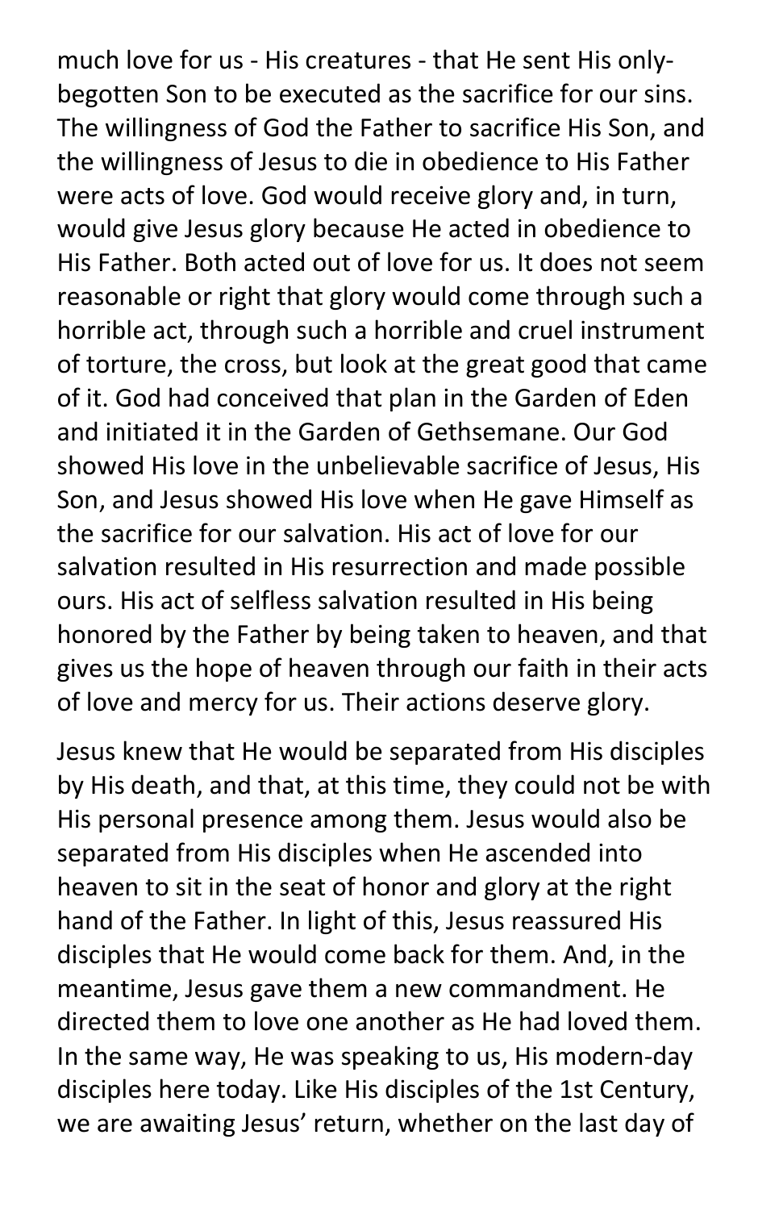much love for us - His creatures - that He sent His only-begotten Son to be executed as the sacrifice for our sins. The willingness of God the Father to sacrifice His Son, and the willingness of Jesus to die in obedience to His Father were acts of love. God would receive glory and, in turn, would give Jesus glory because He acted in obedience to His Father. Both acted out of love for us. It does not seem reasonable or right that glory would come through such a horrible act, through such a horrible and cruel instrument of torture, the cross, but look at the great good that came of it. God had conceived that plan in the Garden of Eden and initiated it in the Garden of Gethsemane. Our God showed His love in the unbelievable sacrifice of Jesus, His Son, and Jesus showed His love when He gave Himself as the sacrifice for our salvation. His act of love for our salvation resulted in His resurrection and made possible ours. His act of selfless salvation resulted in His being honored by the Father by being taken to heaven, and that gives us the hope of heaven through our faith in their acts of love and mercy for us. Their actions deserve glory.

Jesus knew that He would be separated from His disciples by His death, and that, at this time, they could not be with His personal presence among them. Jesus would also be separated from His disciples when He ascended into heaven to sit in the seat of honor and glory at the right hand of the Father. In light of this, Jesus reassured His disciples that He would come back for them. And, in the meantime, Jesus gave them a new commandment. He directed them to love one another as He had loved them. In the same way, He was speaking to us, His modern-day disciples here today. Like His disciples of the 1st Century, we are awaiting Jesus' return, whether on the last day of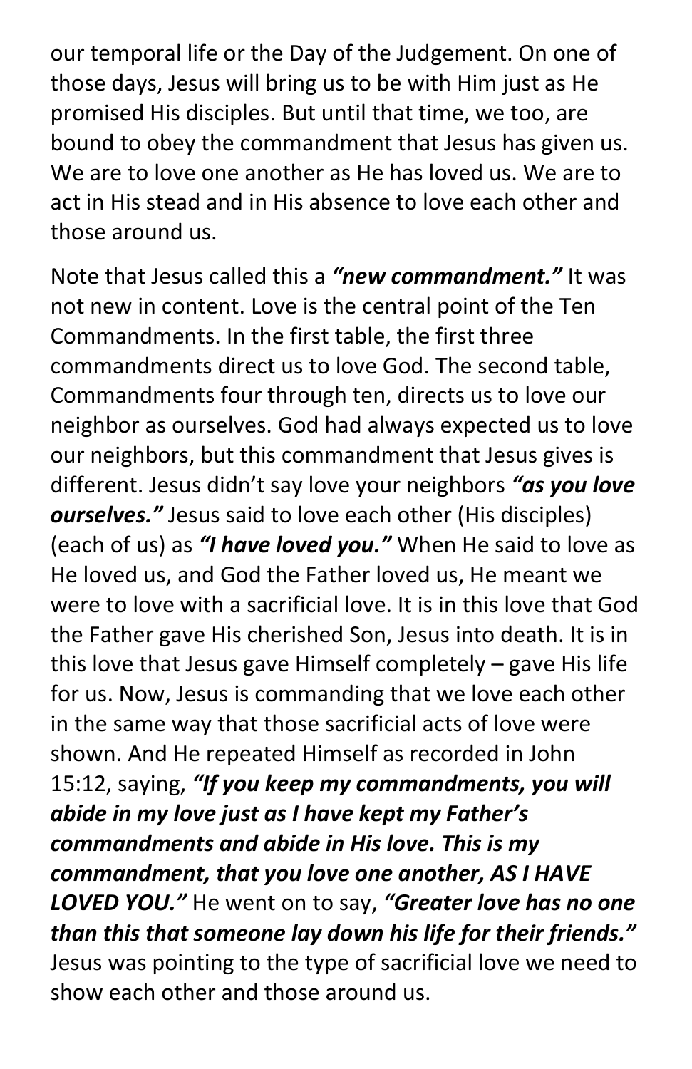our temporal life or the Day of the Judgement. On one of those days, Jesus will bring us to be with Him just as He promised His disciples. But until that time, we too, are bound to obey the commandment that Jesus has given us. We are to love one another as He has loved us. We are to act in His stead and in His absence to love each other and those around us.

Note that Jesus called this a ***"new commandment."*** It was not new in content. Love is the central point of the Ten Commandments. In the first table, the first three commandments direct us to love God. The second table, Commandments four through ten, directs us to love our neighbor as ourselves. God had always expected us to love our neighbors, but this commandment that Jesus gives is different. Jesus didn't say love your neighbors ***"as you love ourselves."*** Jesus said to love each other (His disciples) (each of us) as ***"I have loved you."*** When He said to love as He loved us, and God the Father loved us, He meant we were to love with a sacrificial love. It is in this love that God the Father gave His cherished Son, Jesus into death. It is in this love that Jesus gave Himself completely – gave His life for us. Now, Jesus is commanding that we love each other in the same way that those sacrificial acts of love were shown. And He repeated Himself as recorded in John 15:12, saying, ***"If you keep my commandments, you will abide in my love just as I have kept my Father's commandments and abide in His love. This is my commandment, that you love one another, AS I HAVE LOVED YOU."*** He went on to say, ***"Greater love has no one than this that someone lay down his life for their friends."*** Jesus was pointing to the type of sacrificial love we need to show each other and those around us.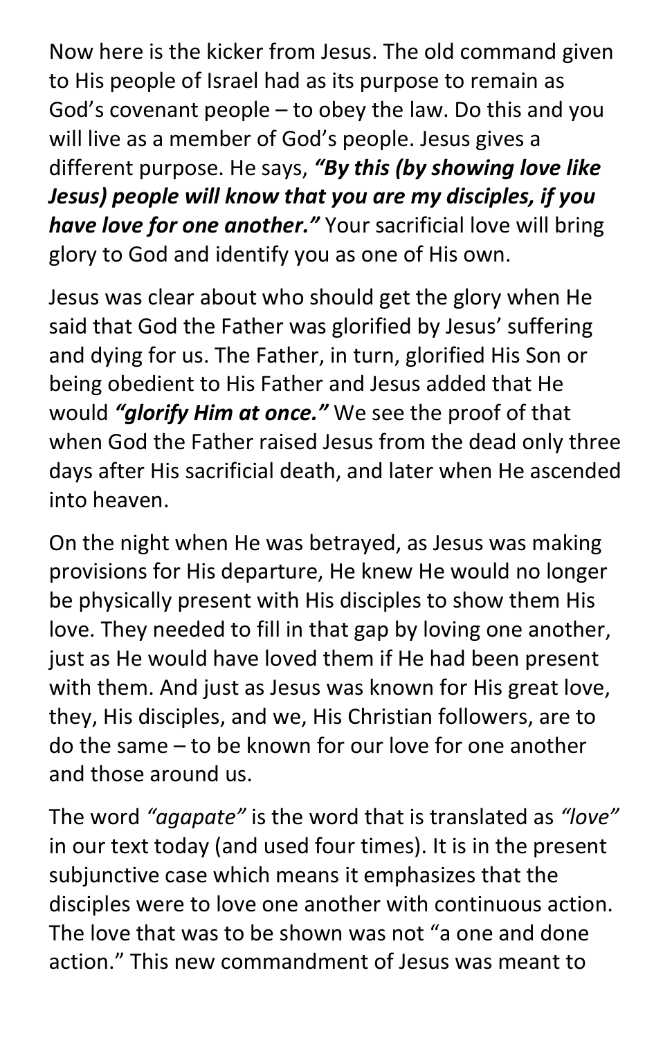Now here is the kicker from Jesus. The old command given to His people of Israel had as its purpose to remain as God's covenant people – to obey the law. Do this and you will live as a member of God's people. Jesus gives a different purpose. He says, ***"By this (by showing love like Jesus) people will know that you are my disciples, if you have love for one another."*** Your sacrificial love will bring glory to God and identify you as one of His own.

Jesus was clear about who should get the glory when He said that God the Father was glorified by Jesus' suffering and dying for us. The Father, in turn, glorified His Son or being obedient to His Father and Jesus added that He would ***"glorify Him at once."*** We see the proof of that when God the Father raised Jesus from the dead only three days after His sacrificial death, and later when He ascended into heaven.

On the night when He was betrayed, as Jesus was making provisions for His departure, He knew He would no longer be physically present with His disciples to show them His love. They needed to fill in that gap by loving one another, just as He would have loved them if He had been present with them. And just as Jesus was known for His great love, they, His disciples, and we, His Christian followers, are to do the same – to be known for our love for one another and those around us.

The word *"agapate"* is the word that is translated as *"love"* in our text today (and used four times). It is in the present subjunctive case which means it emphasizes that the disciples were to love one another with continuous action. The love that was to be shown was not "a one and done action." This new commandment of Jesus was meant to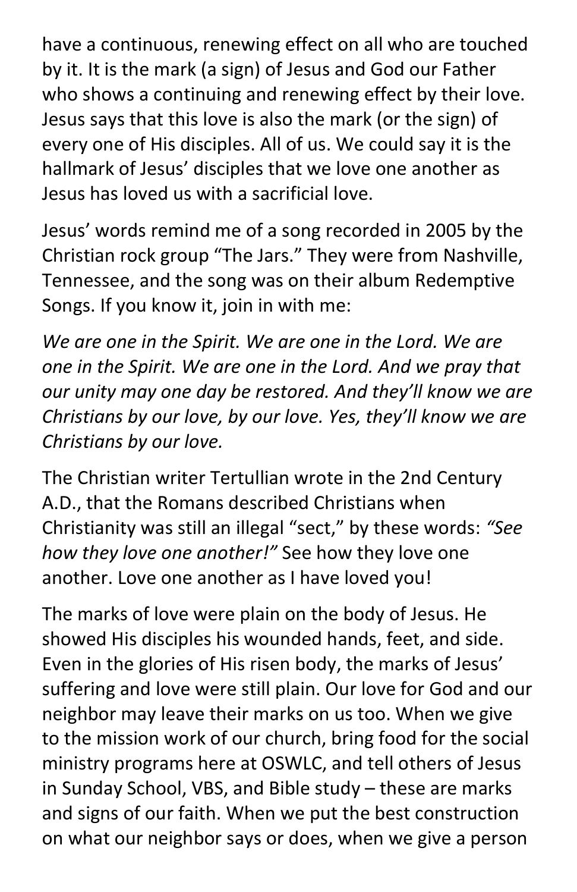have a continuous, renewing effect on all who are touched by it. It is the mark (a sign) of Jesus and God our Father who shows a continuing and renewing effect by their love. Jesus says that this love is also the mark (or the sign) of every one of His disciples. All of us. We could say it is the hallmark of Jesus' disciples that we love one another as Jesus has loved us with a sacrificial love.

Jesus' words remind me of a song recorded in 2005 by the Christian rock group "The Jars." They were from Nashville, Tennessee, and the song was on their album Redemptive Songs. If you know it, join in with me:

*We are one in the Spirit. We are one in the Lord. We are one in the Spirit. We are one in the Lord. And we pray that our unity may one day be restored. And they'll know we are Christians by our love, by our love. Yes, they'll know we are Christians by our love.*

The Christian writer Tertullian wrote in the 2nd Century A.D., that the Romans described Christians when Christianity was still an illegal "sect," by these words: *"See how they love one another!"* See how they love one another. Love one another as I have loved you!

The marks of love were plain on the body of Jesus. He showed His disciples his wounded hands, feet, and side. Even in the glories of His risen body, the marks of Jesus' suffering and love were still plain. Our love for God and our neighbor may leave their marks on us too. When we give to the mission work of our church, bring food for the social ministry programs here at OSWLC, and tell others of Jesus in Sunday School, VBS, and Bible study – these are marks and signs of our faith. When we put the best construction on what our neighbor says or does, when we give a person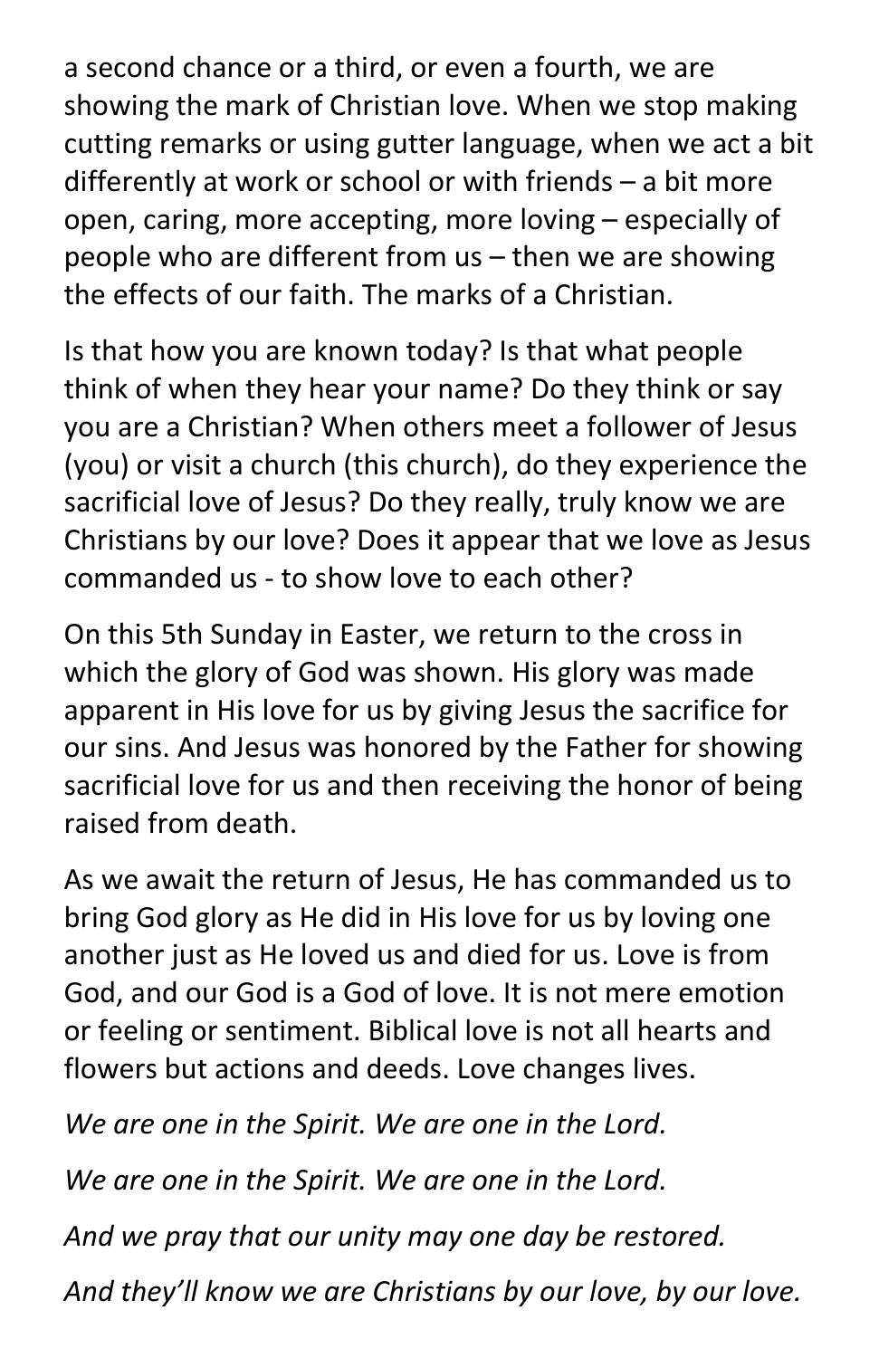a second chance or a third, or even a fourth, we are showing the mark of Christian love. When we stop making cutting remarks or using gutter language, when we act a bit differently at work or school or with friends – a bit more open, caring, more accepting, more loving – especially of people who are different from us – then we are showing the effects of our faith. The marks of a Christian.

Is that how you are known today? Is that what people think of when they hear your name? Do they think or say you are a Christian? When others meet a follower of Jesus (you) or visit a church (this church), do they experience the sacrificial love of Jesus? Do they really, truly know we are Christians by our love? Does it appear that we love as Jesus commanded us - to show love to each other?

On this 5th Sunday in Easter, we return to the cross in which the glory of God was shown. His glory was made apparent in His love for us by giving Jesus the sacrifice for our sins. And Jesus was honored by the Father for showing sacrificial love for us and then receiving the honor of being raised from death.

As we await the return of Jesus, He has commanded us to bring God glory as He did in His love for us by loving one another just as He loved us and died for us. Love is from God, and our God is a God of love. It is not mere emotion or feeling or sentiment. Biblical love is not all hearts and flowers but actions and deeds. Love changes lives.

*We are one in the Spirit. We are one in the Lord.*

*We are one in the Spirit. We are one in the Lord.*

*And we pray that our unity may one day be restored.*

*And they'll know we are Christians by our love, by our love.*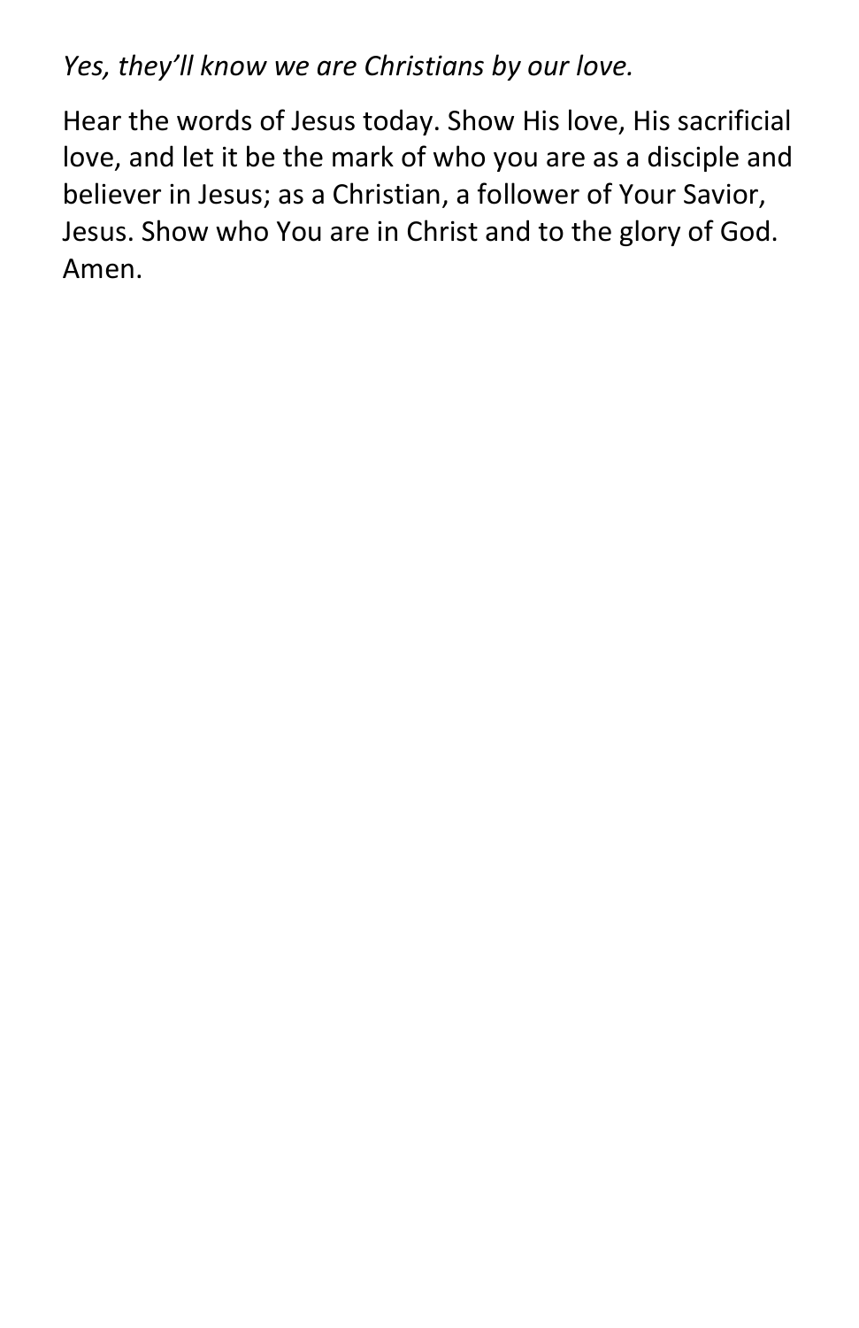*Yes, they'll know we are Christians by our love.*

Hear the words of Jesus today. Show His love, His sacrificial love, and let it be the mark of who you are as a disciple and believer in Jesus; as a Christian, a follower of Your Savior, Jesus. Show who You are in Christ and to the glory of God. Amen.